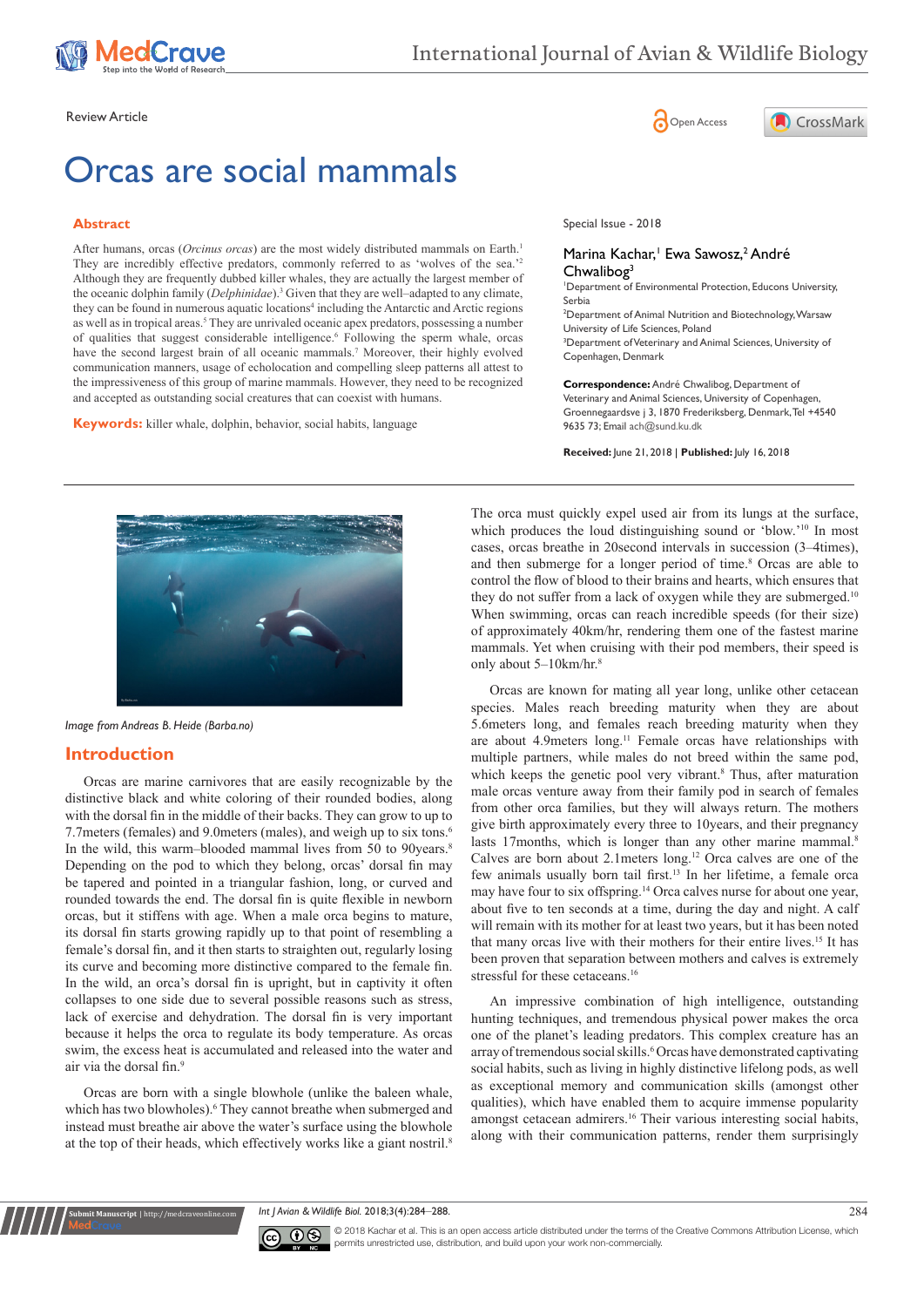Review Article

Open Access

# Orcas are social mammals

Special Issue - 2018

Marina Kachar,[1] Ewa Sawosz,[2] André Chwalibog[3]

[1]Department of Environmental Protection, Educons University, Serbia
[2]Department of Animal Nutrition and Biotechnology, Warsaw University of Life Sciences, Poland
[3]Department of Veterinary and Animal Sciences, University of Copenhagen, Denmark

**Correspondence:** André Chwalibog, Department of Veterinary and Animal Sciences, University of Copenhagen, Groennegaardsve j 3, 1870 Frederiksberg, Denmark, Tel +4540 9635 73; Email ach@sund.ku.dk

**Received:** June 21, 2018 | **Published:** July 16, 2018

## Abstract

After humans, orcas (*Orcinus orcas*) are the most widely distributed mammals on Earth.[1] They are incredibly effective predators, commonly referred to as 'wolves of the sea.'[2] Although they are frequently dubbed killer whales, they are actually the largest member of the oceanic dolphin family (*Delphinidae*).[3] Given that they are well–adapted to any climate, they can be found in numerous aquatic locations[4] including the Antarctic and Arctic regions as well as in tropical areas.[5] They are unrivaled oceanic apex predators, possessing a number of qualities that suggest considerable intelligence.[6] Following the sperm whale, orcas have the second largest brain of all oceanic mammals.[7] Moreover, their highly evolved communication manners, usage of echolocation and compelling sleep patterns all attest to the impressiveness of this group of marine mammals. However, they need to be recognized and accepted as outstanding social creatures that can coexist with humans.

**Keywords:** killer whale, dolphin, behavior, social habits, language

Image from Andreas B. Heide (Barba.no)

## Introduction

Orcas are marine carnivores that are easily recognizable by the distinctive black and white coloring of their rounded bodies, along with the dorsal fin in the middle of their backs. They can grow to up to 7.7meters (females) and 9.0meters (males), and weigh up to six tons.[6] In the wild, this warm–blooded mammal lives from 50 to 90years.[8] Depending on the pod to which they belong, orcas' dorsal fin may be tapered and pointed in a triangular fashion, long, or curved and rounded towards the end. The dorsal fin is quite flexible in newborn orcas, but it stiffens with age. When a male orca begins to mature, its dorsal fin starts growing rapidly up to that point of resembling a female's dorsal fin, and it then starts to straighten out, regularly losing its curve and becoming more distinctive compared to the female fin. In the wild, an orca's dorsal fin is upright, but in captivity it often collapses to one side due to several possible reasons such as stress, lack of exercise and dehydration. The dorsal fin is very important because it helps the orca to regulate its body temperature. As orcas swim, the excess heat is accumulated and released into the water and air via the dorsal fin.[9]

Orcas are born with a single blowhole (unlike the baleen whale, which has two blowholes).[6] They cannot breathe when submerged and instead must breathe air above the water's surface using the blowhole at the top of their heads, which effectively works like a giant nostril.[8] The orca must quickly expel used air from its lungs at the surface, which produces the loud distinguishing sound or 'blow.'[10] In most cases, orcas breathe in 20second intervals in succession (3–4times), and then submerge for a longer period of time.[8] Orcas are able to control the flow of blood to their brains and hearts, which ensures that they do not suffer from a lack of oxygen while they are submerged.[10] When swimming, orcas can reach incredible speeds (for their size) of approximately 40km/hr, rendering them one of the fastest marine mammals. Yet when cruising with their pod members, their speed is only about 5–10km/hr.[8]

Orcas are known for mating all year long, unlike other cetacean species. Males reach breeding maturity when they are about 5.6meters long, and females reach breeding maturity when they are about 4.9meters long.[11] Female orcas have relationships with multiple partners, while males do not breed within the same pod, which keeps the genetic pool very vibrant.[8] Thus, after maturation male orcas venture away from their family pod in search of females from other orca families, but they will always return. The mothers give birth approximately every three to 10years, and their pregnancy lasts 17months, which is longer than any other marine mammal.[8] Calves are born about 2.1meters long.[12] Orca calves are one of the few animals usually born tail first.[13] In her lifetime, a female orca may have four to six offspring.[14] Orca calves nurse for about one year, about five to ten seconds at a time, during the day and night. A calf will remain with its mother for at least two years, but it has been noted that many orcas live with their mothers for their entire lives.[15] It has been proven that separation between mothers and calves is extremely stressful for these cetaceans.[16]

An impressive combination of high intelligence, outstanding hunting techniques, and tremendous physical power makes the orca one of the planet's leading predators. This complex creature has an array of tremendous social skills.[6] Orcas have demonstrated captivating social habits, such as living in highly distinctive lifelong pods, as well as exceptional memory and communication skills (amongst other qualities), which have enabled them to acquire immense popularity amongst cetacean admirers.[16] Their various interesting social habits, along with their communication patterns, render them surprisingly

© 2018 Kachar et al. This is an open access article distributed under the terms of the Creative Commons Attribution License, which permits unrestricted use, distribution, and build upon your work non-commercially.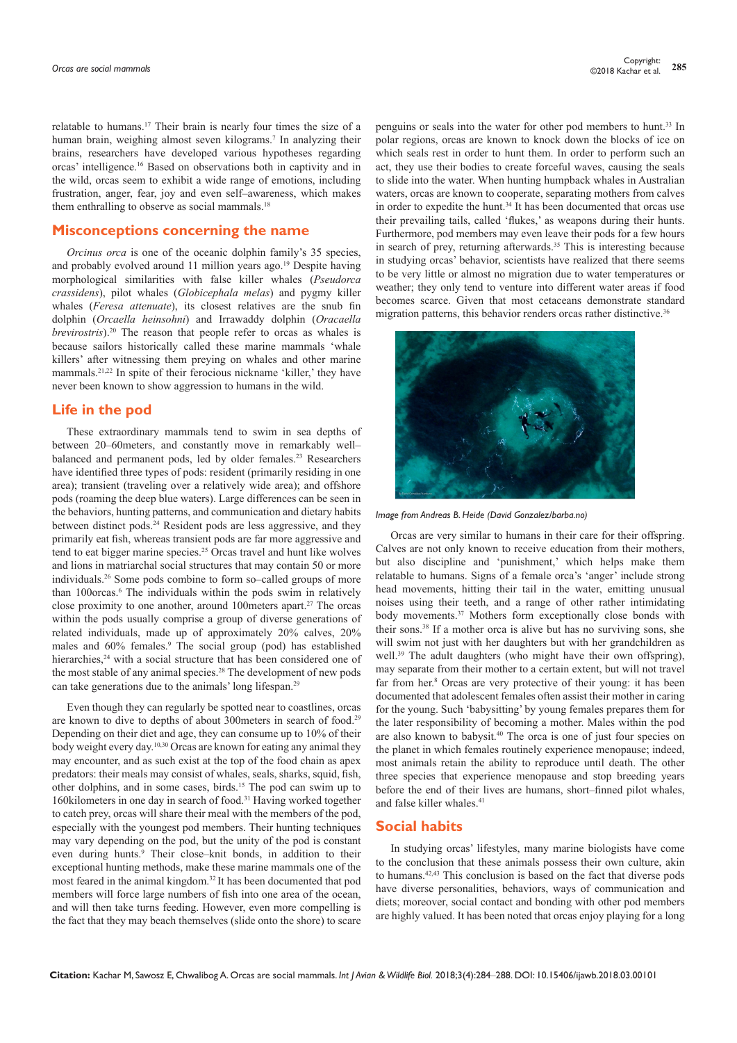relatable to humans.[17] Their brain is nearly four times the size of a human brain, weighing almost seven kilograms.[7] In analyzing their brains, researchers have developed various hypotheses regarding orcas' intelligence.[16] Based on observations both in captivity and in the wild, orcas seem to exhibit a wide range of emotions, including frustration, anger, fear, joy and even self–awareness, which makes them enthralling to observe as social mammals.[18]

## Misconceptions concerning the name

*Orcinus orca* is one of the oceanic dolphin family's 35 species, and probably evolved around 11 million years ago.[19] Despite having morphological similarities with false killer whales (*Pseudorca crassidens*), pilot whales (*Globicephala melas*) and pygmy killer whales (*Feresa attenuate*), its closest relatives are the snub fin dolphin (*Orcaella heinsohni*) and Irrawaddy dolphin (*Oracaella brevirostris*).[20] The reason that people refer to orcas as whales is because sailors historically called these marine mammals 'whale killers' after witnessing them preying on whales and other marine mammals.[21,22] In spite of their ferocious nickname 'killer,' they have never been known to show aggression to humans in the wild.

## Life in the pod

These extraordinary mammals tend to swim in sea depths of between 20–60meters, and constantly move in remarkably well–balanced and permanent pods, led by older females.[23] Researchers have identified three types of pods: resident (primarily residing in one area); transient (traveling over a relatively wide area); and offshore pods (roaming the deep blue waters). Large differences can be seen in the behaviors, hunting patterns, and communication and dietary habits between distinct pods.[24] Resident pods are less aggressive, and they primarily eat fish, whereas transient pods are far more aggressive and tend to eat bigger marine species.[25] Orcas travel and hunt like wolves and lions in matriarchal social structures that may contain 50 or more individuals.[26] Some pods combine to form so–called groups of more than 100orcas.[6] The individuals within the pods swim in relatively close proximity to one another, around 100meters apart.[27] The orcas within the pods usually comprise a group of diverse generations of related individuals, made up of approximately 20% calves, 20% males and 60% females.[9] The social group (pod) has established hierarchies,[24] with a social structure that has been considered one of the most stable of any animal species.[28] The development of new pods can take generations due to the animals' long lifespan.[29]

Even though they can regularly be spotted near to coastlines, orcas are known to dive to depths of about 300meters in search of food.[29] Depending on their diet and age, they can consume up to 10% of their body weight every day.[10,30] Orcas are known for eating any animal they may encounter, and as such exist at the top of the food chain as apex predators: their meals may consist of whales, seals, sharks, squid, fish, other dolphins, and in some cases, birds.[15] The pod can swim up to 160kilometers in one day in search of food.[31] Having worked together to catch prey, orcas will share their meal with the members of the pod, especially with the youngest pod members. Their hunting techniques may vary depending on the pod, but the unity of the pod is constant even during hunts.[9] Their close–knit bonds, in addition to their exceptional hunting methods, make these marine mammals one of the most feared in the animal kingdom.[32] It has been documented that pod members will force large numbers of fish into one area of the ocean, and will then take turns feeding. However, even more compelling is the fact that they may beach themselves (slide onto the shore) to scare penguins or seals into the water for other pod members to hunt.[33] In polar regions, orcas are known to knock down the blocks of ice on which seals rest in order to hunt them. In order to perform such an act, they use their bodies to create forceful waves, causing the seals to slide into the water. When hunting humpback whales in Australian waters, orcas are known to cooperate, separating mothers from calves in order to expedite the hunt.[34] It has been documented that orcas use their prevailing tails, called 'flukes,' as weapons during their hunts. Furthermore, pod members may even leave their pods for a few hours in search of prey, returning afterwards.[35] This is interesting because in studying orcas' behavior, scientists have realized that there seems to be very little or almost no migration due to water temperatures or weather; they only tend to venture into different water areas if food becomes scarce. Given that most cetaceans demonstrate standard migration patterns, this behavior renders orcas rather distinctive.[36]

*Image from Andreas B. Heide (David Gonzalez/barba.no)*

Orcas are very similar to humans in their care for their offspring. Calves are not only known to receive education from their mothers, but also discipline and 'punishment,' which helps make them relatable to humans. Signs of a female orca's 'anger' include strong head movements, hitting their tail in the water, emitting unusual noises using their teeth, and a range of other rather intimidating body movements.[37] Mothers form exceptionally close bonds with their sons.[38] If a mother orca is alive but has no surviving sons, she will swim not just with her daughters but with her grandchildren as well.[39] The adult daughters (who might have their own offspring), may separate from their mother to a certain extent, but will not travel far from her.[8] Orcas are very protective of their young: it has been documented that adolescent females often assist their mother in caring for the young. Such 'babysitting' by young females prepares them for the later responsibility of becoming a mother. Males within the pod are also known to babysit.[40] The orca is one of just four species on the planet in which females routinely experience menopause; indeed, most animals retain the ability to reproduce until death. The other three species that experience menopause and stop breeding years before the end of their lives are humans, short–finned pilot whales, and false killer whales.[41]

## Social habits

In studying orcas' lifestyles, many marine biologists have come to the conclusion that these animals possess their own culture, akin to humans.[42,43] This conclusion is based on the fact that diverse pods have diverse personalities, behaviors, ways of communication and diets; moreover, social contact and bonding with other pod members are highly valued. It has been noted that orcas enjoy playing for a long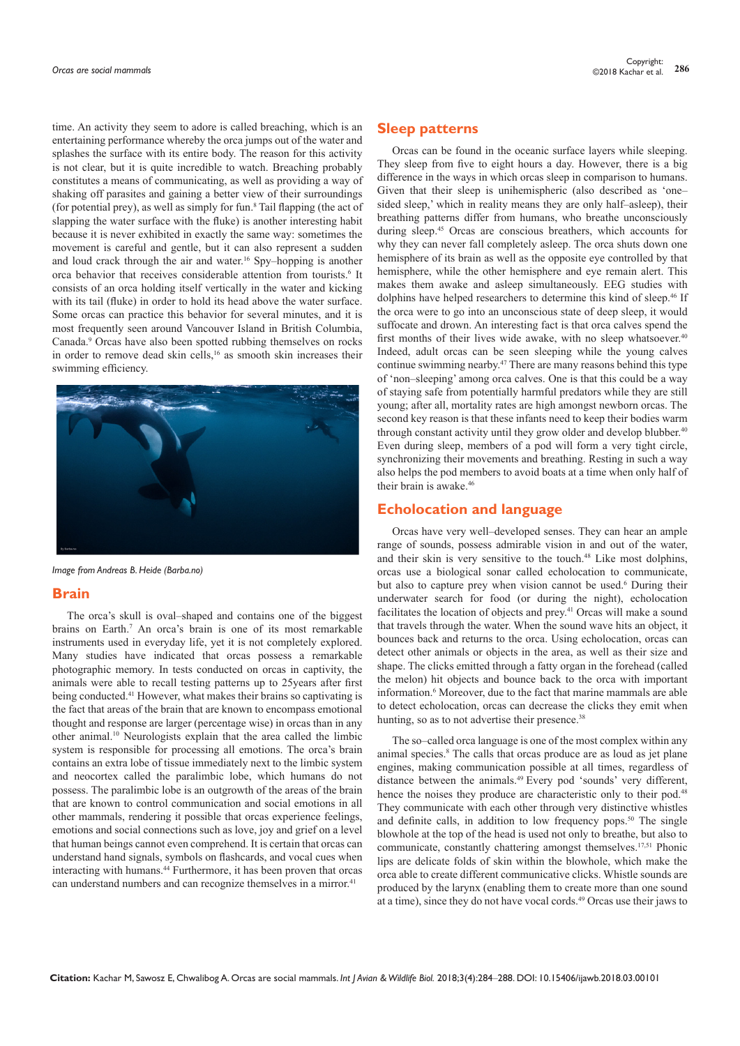time. An activity they seem to adore is called breaching, which is an entertaining performance whereby the orca jumps out of the water and splashes the surface with its entire body. The reason for this activity is not clear, but it is quite incredible to watch. Breaching probably constitutes a means of communicating, as well as providing a way of shaking off parasites and gaining a better view of their surroundings (for potential prey), as well as simply for fun.[8] Tail flapping (the act of slapping the water surface with the fluke) is another interesting habit because it is never exhibited in exactly the same way: sometimes the movement is careful and gentle, but it can also represent a sudden and loud crack through the air and water.[16] Spy–hopping is another orca behavior that receives considerable attention from tourists.[6] It consists of an orca holding itself vertically in the water and kicking with its tail (fluke) in order to hold its head above the water surface. Some orcas can practice this behavior for several minutes, and it is most frequently seen around Vancouver Island in British Columbia, Canada.[9] Orcas have also been spotted rubbing themselves on rocks in order to remove dead skin cells,[16] as smooth skin increases their swimming efficiency.

*Image from Andreas B. Heide (Barba.no)*

## Brain

The orca's skull is oval–shaped and contains one of the biggest brains on Earth.[7] An orca's brain is one of its most remarkable instruments used in everyday life, yet it is not completely explored. Many studies have indicated that orcas possess a remarkable photographic memory. In tests conducted on orcas in captivity, the animals were able to recall testing patterns up to 25years after first being conducted.[41] However, what makes their brains so captivating is the fact that areas of the brain that are known to encompass emotional thought and response are larger (percentage wise) in orcas than in any other animal.[10] Neurologists explain that the area called the limbic system is responsible for processing all emotions. The orca's brain contains an extra lobe of tissue immediately next to the limbic system and neocortex called the paralimbic lobe, which humans do not possess. The paralimbic lobe is an outgrowth of the areas of the brain that are known to control communication and social emotions in all other mammals, rendering it possible that orcas experience feelings, emotions and social connections such as love, joy and grief on a level that human beings cannot even comprehend. It is certain that orcas can understand hand signals, symbols on flashcards, and vocal cues when interacting with humans.[44] Furthermore, it has been proven that orcas can understand numbers and can recognize themselves in a mirror.[41]

## Sleep patterns

Orcas can be found in the oceanic surface layers while sleeping. They sleep from five to eight hours a day. However, there is a big difference in the ways in which orcas sleep in comparison to humans. Given that their sleep is unihemispheric (also described as 'one–sided sleep,' which in reality means they are only half–asleep), their breathing patterns differ from humans, who breathe unconsciously during sleep.[45] Orcas are conscious breathers, which accounts for why they can never fall completely asleep. The orca shuts down one hemisphere of its brain as well as the opposite eye controlled by that hemisphere, while the other hemisphere and eye remain alert. This makes them awake and asleep simultaneously. EEG studies with dolphins have helped researchers to determine this kind of sleep.[46] If the orca were to go into an unconscious state of deep sleep, it would suffocate and drown. An interesting fact is that orca calves spend the first months of their lives wide awake, with no sleep whatsoever.[40] Indeed, adult orcas can be seen sleeping while the young calves continue swimming nearby.[47] There are many reasons behind this type of 'non–sleeping' among orca calves. One is that this could be a way of staying safe from potentially harmful predators while they are still young; after all, mortality rates are high amongst newborn orcas. The second key reason is that these infants need to keep their bodies warm through constant activity until they grow older and develop blubber.[40] Even during sleep, members of a pod will form a very tight circle, synchronizing their movements and breathing. Resting in such a way also helps the pod members to avoid boats at a time when only half of their brain is awake.[46]

## Echolocation and language

Orcas have very well–developed senses. They can hear an ample range of sounds, possess admirable vision in and out of the water, and their skin is very sensitive to the touch.[48] Like most dolphins, orcas use a biological sonar called echolocation to communicate, but also to capture prey when vision cannot be used.[6] During their underwater search for food (or during the night), echolocation facilitates the location of objects and prey.[41] Orcas will make a sound that travels through the water. When the sound wave hits an object, it bounces back and returns to the orca. Using echolocation, orcas can detect other animals or objects in the area, as well as their size and shape. The clicks emitted through a fatty organ in the forehead (called the melon) hit objects and bounce back to the orca with important information.[6] Moreover, due to the fact that marine mammals are able to detect echolocation, orcas can decrease the clicks they emit when hunting, so as to not advertise their presence.[38]

The so–called orca language is one of the most complex within any animal species.[8] The calls that orcas produce are as loud as jet plane engines, making communication possible at all times, regardless of distance between the animals.[49] Every pod 'sounds' very different, hence the noises they produce are characteristic only to their pod.[48] They communicate with each other through very distinctive whistles and definite calls, in addition to low frequency pops.[50] The single blowhole at the top of the head is used not only to breathe, but also to communicate, constantly chattering amongst themselves.[17,51] Phonic lips are delicate folds of skin within the blowhole, which make the orca able to create different communicative clicks. Whistle sounds are produced by the larynx (enabling them to create more than one sound at a time), since they do not have vocal cords.[49] Orcas use their jaws to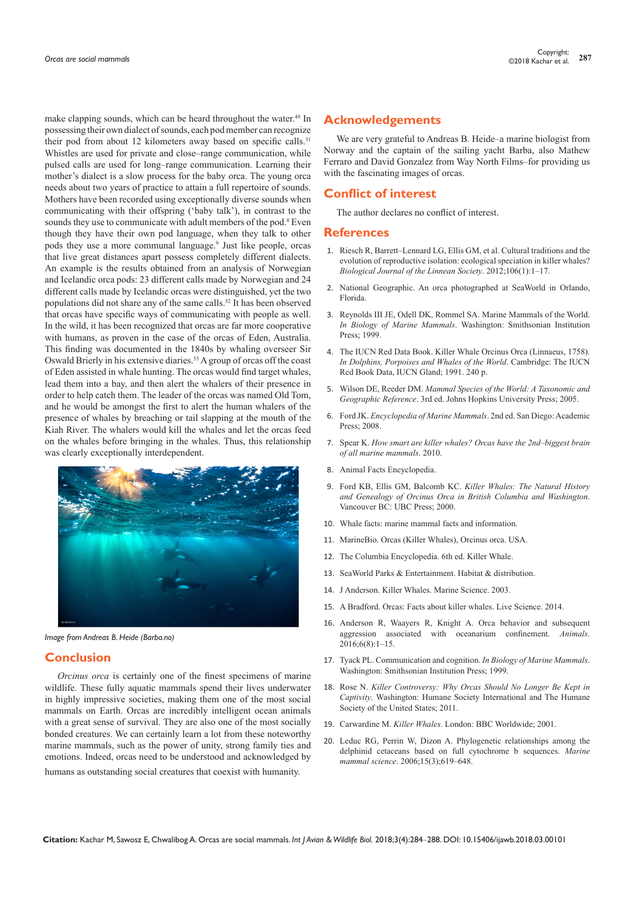make clapping sounds, which can be heard throughout the water.[49] In possessing their own dialect of sounds, each pod member can recognize their pod from about 12 kilometers away based on specific calls.[31] Whistles are used for private and close–range communication, while pulsed calls are used for long–range communication. Learning their mother's dialect is a slow process for the baby orca. The young orca needs about two years of practice to attain a full repertoire of sounds. Mothers have been recorded using exceptionally diverse sounds when communicating with their offspring ('baby talk'), in contrast to the sounds they use to communicate with adult members of the pod.[8] Even though they have their own pod language, when they talk to other pods they use a more communal language.[9] Just like people, orcas that live great distances apart possess completely different dialects. An example is the results obtained from an analysis of Norwegian and Icelandic orca pods: 23 different calls made by Norwegian and 24 different calls made by Icelandic orcas were distinguished, yet the two populations did not share any of the same calls.[52] It has been observed that orcas have specific ways of communicating with people as well. In the wild, it has been recognized that orcas are far more cooperative with humans, as proven in the case of the orcas of Eden, Australia. This finding was documented in the 1840s by whaling overseer Sir Oswald Brierly in his extensive diaries.[53] A group of orcas off the coast of Eden assisted in whale hunting. The orcas would find target whales, lead them into a bay, and then alert the whalers of their presence in order to help catch them. The leader of the orcas was named Old Tom, and he would be amongst the first to alert the human whalers of the presence of whales by breaching or tail slapping at the mouth of the Kiah River. The whalers would kill the whales and let the orcas feed on the whales before bringing in the whales. Thus, this relationship was clearly exceptionally interdependent.

*Image from Andreas B. Heide (Barba.no)*

## Conclusion

*Orcinus orca* is certainly one of the finest specimens of marine wildlife. These fully aquatic mammals spend their lives underwater in highly impressive societies, making them one of the most social mammals on Earth. Orcas are incredibly intelligent ocean animals with a great sense of survival. They are also one of the most socially bonded creatures. We can certainly learn a lot from these noteworthy marine mammals, such as the power of unity, strong family ties and emotions. Indeed, orcas need to be understood and acknowledged by humans as outstanding social creatures that coexist with humanity.

## Acknowledgements

We are very grateful to Andreas B. Heide–a marine biologist from Norway and the captain of the sailing yacht Barba, also Mathew Ferraro and David Gonzalez from Way North Films–for providing us with the fascinating images of orcas.

## Conflict of interest

The author declares no conflict of interest.

## References

1. Riesch R, Barrett–Lennard LG, Ellis GM, et al. Cultural traditions and the evolution of reproductive isolation: ecological speciation in killer whales? *Biological Journal of the Linnean Society*. 2012;106(1):1–17.
2. National Geographic. An orca photographed at SeaWorld in Orlando, Florida.
3. Reynolds III JE, Odell DK, Rommel SA. Marine Mammals of the World. *In Biology of Marine Mammals*. Washington: Smithsonian Institution Press; 1999.
4. The IUCN Red Data Book. Killer Whale Orcinus Orca (Linnaeus, 1758). *In Dolphins, Porpoises and Whales of the World*. Cambridge: The IUCN Red Book Data, IUCN Gland; 1991. 240 p.
5. Wilson DE, Reeder DM. *Mammal Species of the World: A Taxonomic and Geographic Reference*. 3rd ed. Johns Hopkins University Press; 2005.
6. Ford JK. *Encyclopedia of Marine Mammals*. 2nd ed. San Diego: Academic Press; 2008.
7. Spear K. *How smart are killer whales? Orcas have the 2nd–biggest brain of all marine mammals*. 2010.
8. Animal Facts Encyclopedia.
9. Ford KB, Ellis GM, Balcomb KC. *Killer Whales: The Natural History and Genealogy of Orcinus Orca in British Columbia and Washington*. Vancouver BC: UBC Press; 2000.
10. Whale facts: marine mammal facts and information.
11. MarineBio. Orcas (Killer Whales), Orcinus orca. USA.
12. The Columbia Encyclopedia. 6th ed. Killer Whale.
13. SeaWorld Parks & Entertainment. Habitat & distribution.
14. J Anderson. Killer Whales. Marine Science. 2003.
15. A Bradford. Orcas: Facts about killer whales. Live Science. 2014.
16. Anderson R, Waayers R, Knight A. Orca behavior and subsequent aggression associated with oceanarium confinement. *Animals*. 2016;6(8):1–15.
17. Tyack PL. Communication and cognition. *In Biology of Marine Mammals*. Washington: Smithsonian Institution Press; 1999.
18. Rose N. *Killer Controversy: Why Orcas Should No Longer Be Kept in Captivity*. Washington: Humane Society International and The Humane Society of the United States; 2011.
19. Carwardine M. *Killer Whales*. London: BBC Worldwide; 2001.
20. Leduc RG, Perrin W, Dizon A. Phylogenetic relationships among the delphinid cetaceans based on full cytochrome b sequences. *Marine mammal science*. 2006;15(3);619–648.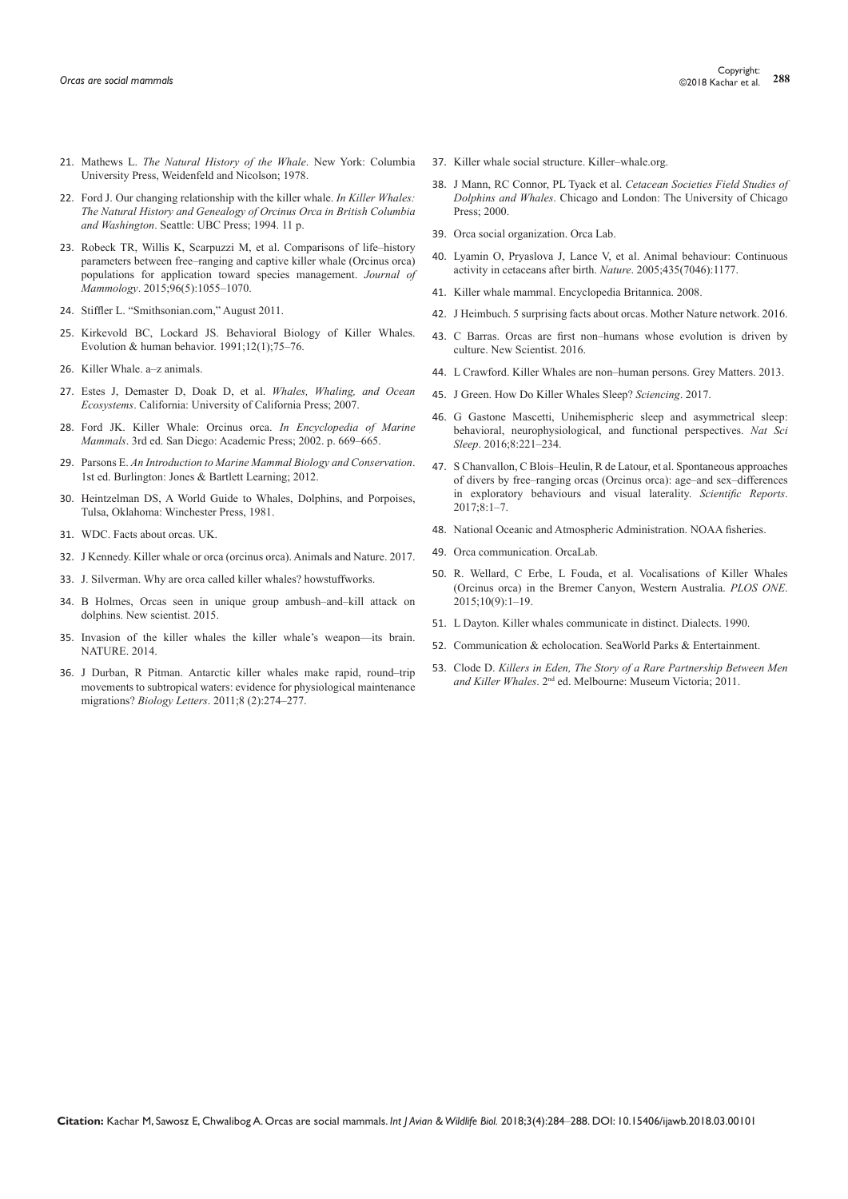21. Mathews L. *The Natural History of the Whale*. New York: Columbia University Press, Weidenfeld and Nicolson; 1978.
22. Ford J. Our changing relationship with the killer whale. *In Killer Whales: The Natural History and Genealogy of Orcinus Orca in British Columbia and Washington*. Seattle: UBC Press; 1994. 11 p.
23. Robeck TR, Willis K, Scarpuzzi M, et al. Comparisons of life–history parameters between free–ranging and captive killer whale (Orcinus orca) populations for application toward species management. *Journal of Mammology*. 2015;96(5):1055–1070.
24. Stiffler L. "Smithsonian.com," August 2011.
25. Kirkevold BC, Lockard JS. Behavioral Biology of Killer Whales. Evolution & human behavior. 1991;12(1);75–76.
26. Killer Whale. a–z animals.
27. Estes J, Demaster D, Doak D, et al. *Whales, Whaling, and Ocean Ecosystems*. California: University of California Press; 2007.
28. Ford JK. Killer Whale: Orcinus orca. *In Encyclopedia of Marine Mammals*. 3rd ed. San Diego: Academic Press; 2002. p. 669–665.
29. Parsons E. *An Introduction to Marine Mammal Biology and Conservation*. 1st ed. Burlington: Jones & Bartlett Learning; 2012.
30. Heintzelman DS, A World Guide to Whales, Dolphins, and Porpoises, Tulsa, Oklahoma: Winchester Press, 1981.
31. WDC. Facts about orcas. UK.
32. J Kennedy. Killer whale or orca (orcinus orca). Animals and Nature. 2017.
33. J. Silverman. Why are orca called killer whales? howstuffworks.
34. B Holmes, Orcas seen in unique group ambush–and–kill attack on dolphins. New scientist. 2015.
35. Invasion of the killer whales the killer whale's weapon—its brain. NATURE. 2014.
36. J Durban, R Pitman. Antarctic killer whales make rapid, round–trip movements to subtropical waters: evidence for physiological maintenance migrations? *Biology Letters*. 2011;8 (2):274–277.
37. Killer whale social structure. Killer–whale.org.
38. J Mann, RC Connor, PL Tyack et al. *Cetacean Societies Field Studies of Dolphins and Whales*. Chicago and London: The University of Chicago Press; 2000.
39. Orca social organization. Orca Lab.
40. Lyamin O, Pryaslova J, Lance V, et al. Animal behaviour: Continuous activity in cetaceans after birth. *Nature*. 2005;435(7046):1177.
41. Killer whale mammal. Encyclopedia Britannica. 2008.
42. J Heimbuch. 5 surprising facts about orcas. Mother Nature network. 2016.
43. C Barras. Orcas are first non–humans whose evolution is driven by culture. New Scientist. 2016.
44. L Crawford. Killer Whales are non–human persons. Grey Matters. 2013.
45. J Green. How Do Killer Whales Sleep? *Sciencing*. 2017.
46. G Gastone Mascetti, Unihemispheric sleep and asymmetrical sleep: behavioral, neurophysiological, and functional perspectives. *Nat Sci Sleep*. 2016;8:221–234.
47. S Chanvallon, C Blois–Heulin, R de Latour, et al. Spontaneous approaches of divers by free–ranging orcas (Orcinus orca): age–and sex–differences in exploratory behaviours and visual laterality. *Scientific Reports*. 2017;8:1–7.
48. National Oceanic and Atmospheric Administration. NOAA fisheries.
49. Orca communication. OrcaLab.
50. R. Wellard, C Erbe, L Fouda, et al. Vocalisations of Killer Whales (Orcinus orca) in the Bremer Canyon, Western Australia. *PLOS ONE*. 2015;10(9):1–19.
51. L Dayton. Killer whales communicate in distinct. Dialects. 1990.
52. Communication & echolocation. SeaWorld Parks & Entertainment.
53. Clode D. *Killers in Eden, The Story of a Rare Partnership Between Men and Killer Whales*. 2nd ed. Melbourne: Museum Victoria; 2011.